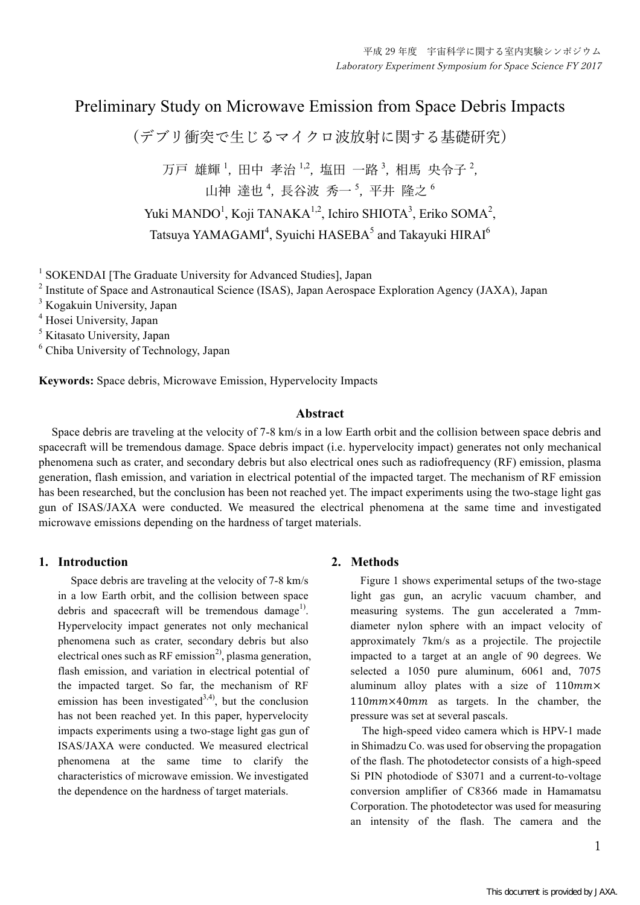# Preliminary Study on Microwave Emission from Space Debris Impacts

（デブリ衝突で生じるマイクロ波放射に関する基礎研究）

万戸 雄輝[1], 田中 孝治[1,2], 塩田 一路[3], 相馬 央令子[2], 山神 達也[4], 長谷波 秀一[5], 平井 隆之[6]

Yuki MANDO[1], Koji TANAKA[1,2], Ichiro SHIOTA[3], Eriko SOMA[2], Tatsuya YAMAGAMI[4], Syuichi HASEBA[5] and Takayuki HIRAI[6]

[1] SOKENDAI [The Graduate University for Advanced Studies], Japan
[2] Institute of Space and Astronautical Science (ISAS), Japan Aerospace Exploration Agency (JAXA), Japan
[3] Kogakuin University, Japan
[4] Hosei University, Japan
[5] Kitasato University, Japan
[6] Chiba University of Technology, Japan

**Keywords:** Space debris, Microwave Emission, Hypervelocity Impacts

## Abstract

Space debris are traveling at the velocity of 7-8 km/s in a low Earth orbit and the collision between space debris and spacecraft will be tremendous damage. Space debris impact (i.e. hypervelocity impact) generates not only mechanical phenomena such as crater, and secondary debris but also electrical ones such as radiofrequency (RF) emission, plasma generation, flash emission, and variation in electrical potential of the impacted target. The mechanism of RF emission has been researched, but the conclusion has been not reached yet. The impact experiments using the two-stage light gas gun of ISAS/JAXA were conducted. We measured the electrical phenomena at the same time and investigated microwave emissions depending on the hardness of target materials.

## 1. Introduction

Space debris are traveling at the velocity of 7-8 km/s in a low Earth orbit, and the collision between space debris and spacecraft will be tremendous damage[1)]. Hypervelocity impact generates not only mechanical phenomena such as crater, secondary debris but also electrical ones such as RF emission[2)], plasma generation, flash emission, and variation in electrical potential of the impacted target. So far, the mechanism of RF emission has been investigated[3,4)], but the conclusion has not been reached yet. In this paper, hypervelocity impacts experiments using a two-stage light gas gun of ISAS/JAXA were conducted. We measured electrical phenomena at the same time to clarify the characteristics of microwave emission. We investigated the dependence on the hardness of target materials.

## 2. Methods

Figure 1 shows experimental setups of the two-stage light gas gun, an acrylic vacuum chamber, and measuring systems. The gun accelerated a 7mm-diameter nylon sphere with an impact velocity of approximately 7km/s as a projectile. The projectile impacted to a target at an angle of 90 degrees. We selected a 1050 pure aluminum, 6061 and, 7075 aluminum alloy plates with a size of $110mm \times 110mm \times 40mm$ as targets. In the chamber, the pressure was set at several pascals.

The high-speed video camera which is HPV-1 made in Shimadzu Co. was used for observing the propagation of the flash. The photodetector consists of a high-speed Si PIN photodiode of S3071 and a current-to-voltage conversion amplifier of C8366 made in Hamamatsu Corporation. The photodetector was used for measuring an intensity of the flash. The camera and the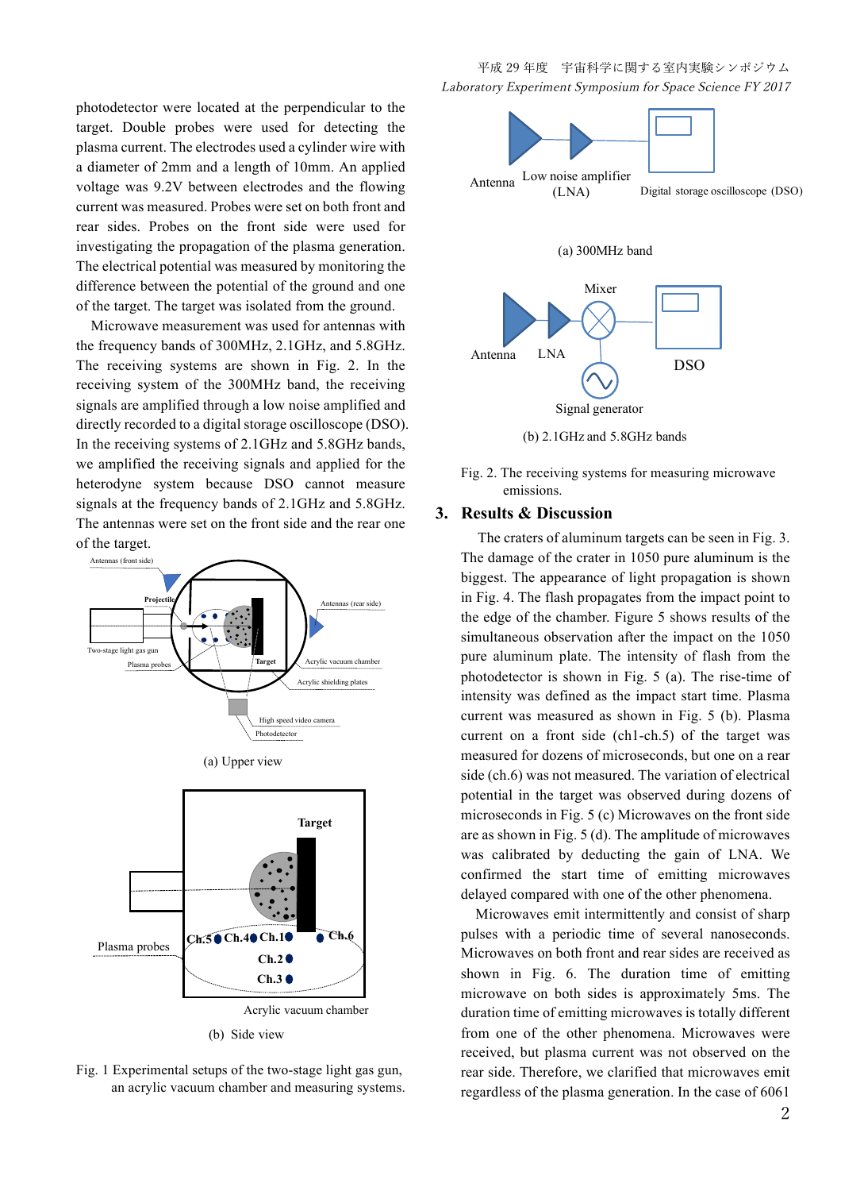photodetector were located at the perpendicular to the target. Double probes were used for detecting the plasma current. The electrodes used a cylinder wire with a diameter of 2mm and a length of 10mm. An applied voltage was 9.2V between electrodes and the flowing current was measured. Probes were set on both front and rear sides. Probes on the front side were used for investigating the propagation of the plasma generation. The electrical potential was measured by monitoring the difference between the potential of the ground and one of the target. The target was isolated from the ground.

Microwave measurement was used for antennas with the frequency bands of 300MHz, 2.1GHz, and 5.8GHz. The receiving systems are shown in Fig. 2. In the receiving system of the 300MHz band, the receiving signals are amplified through a low noise amplified and directly recorded to a digital storage oscilloscope (DSO). In the receiving systems of 2.1GHz and 5.8GHz bands, we amplified the receiving signals and applied for the heterodyne system because DSO cannot measure signals at the frequency bands of 2.1GHz and 5.8GHz. The antennas were set on the front side and the rear one of the target.

(a) Upper view

(b) Side view

Fig. 1 Experimental setups of the two-stage light gas gun, an acrylic vacuum chamber and measuring systems.

(a) 300MHz band

(b) 2.1GHz and 5.8GHz bands

Fig. 2. The receiving systems for measuring microwave emissions.

## 3. Results & Discussion

The craters of aluminum targets can be seen in Fig. 3. The damage of the crater in 1050 pure aluminum is the biggest. The appearance of light propagation is shown in Fig. 4. The flash propagates from the impact point to the edge of the chamber. Figure 5 shows results of the simultaneous observation after the impact on the 1050 pure aluminum plate. The intensity of flash from the photodetector is shown in Fig. 5 (a). The rise-time of intensity was defined as the impact start time. Plasma current was measured as shown in Fig. 5 (b). Plasma current on a front side (ch1-ch.5) of the target was measured for dozens of microseconds, but one on a rear side (ch.6) was not measured. The variation of electrical potential in the target was observed during dozens of microseconds in Fig. 5 (c) Microwaves on the front side are as shown in Fig. 5 (d). The amplitude of microwaves was calibrated by deducting the gain of LNA. We confirmed the start time of emitting microwaves delayed compared with one of the other phenomena.

Microwaves emit intermittently and consist of sharp pulses with a periodic time of several nanoseconds. Microwaves on both front and rear sides are received as shown in Fig. 6. The duration time of emitting microwave on both sides is approximately 5ms. The duration time of emitting microwaves is totally different from one of the other phenomena. Microwaves were received, but plasma current was not observed on the rear side. Therefore, we clarified that microwaves emit regardless of the plasma generation. In the case of 6061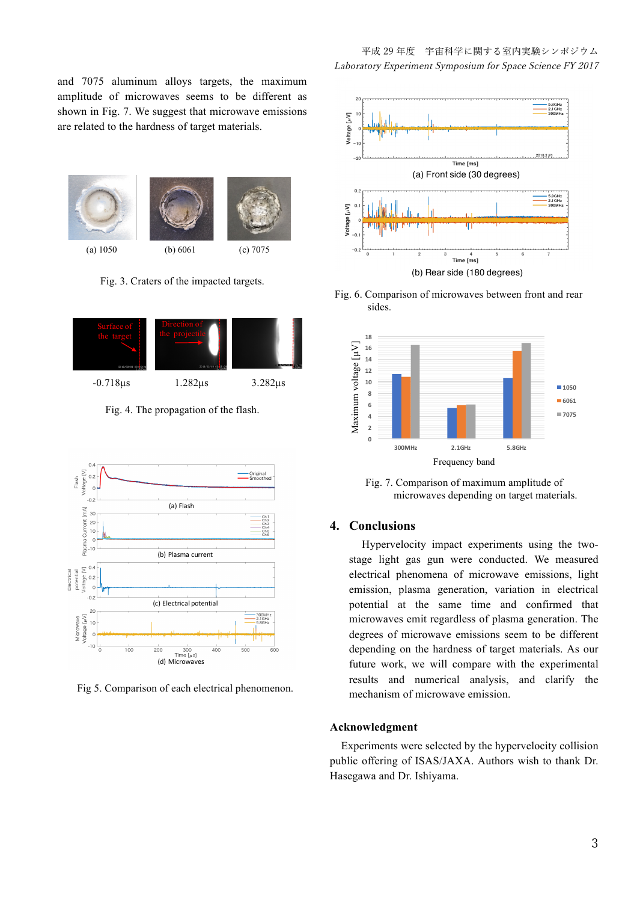and 7075 aluminum alloys targets, the maximum amplitude of microwaves seems to be different as shown in Fig. 7. We suggest that microwave emissions are related to the hardness of target materials.

(a) 1050 (b) 6061 (c) 7075

Fig. 3. Craters of the impacted targets.

-0.718μs 1.282μs 3.282μs

Fig. 4. The propagation of the flash.

Fig 5. Comparison of each electrical phenomenon.

(a) Front side (30 degrees)

(b) Rear side (180 degrees)

Fig. 6. Comparison of microwaves between front and rear sides.

Fig. 7. Comparison of maximum amplitude of microwaves depending on target materials.

## 4. Conclusions

Hypervelocity impact experiments using the two-stage light gas gun were conducted. We measured electrical phenomena of microwave emissions, light emission, plasma generation, variation in electrical potential at the same time and confirmed that microwaves emit regardless of plasma generation. The degrees of microwave emissions seem to be different depending on the hardness of target materials. As our future work, we will compare with the experimental results and numerical analysis, and clarify the mechanism of microwave emission.

### Acknowledgment

Experiments were selected by the hypervelocity collision public offering of ISAS/JAXA. Authors wish to thank Dr. Hasegawa and Dr. Ishiyama.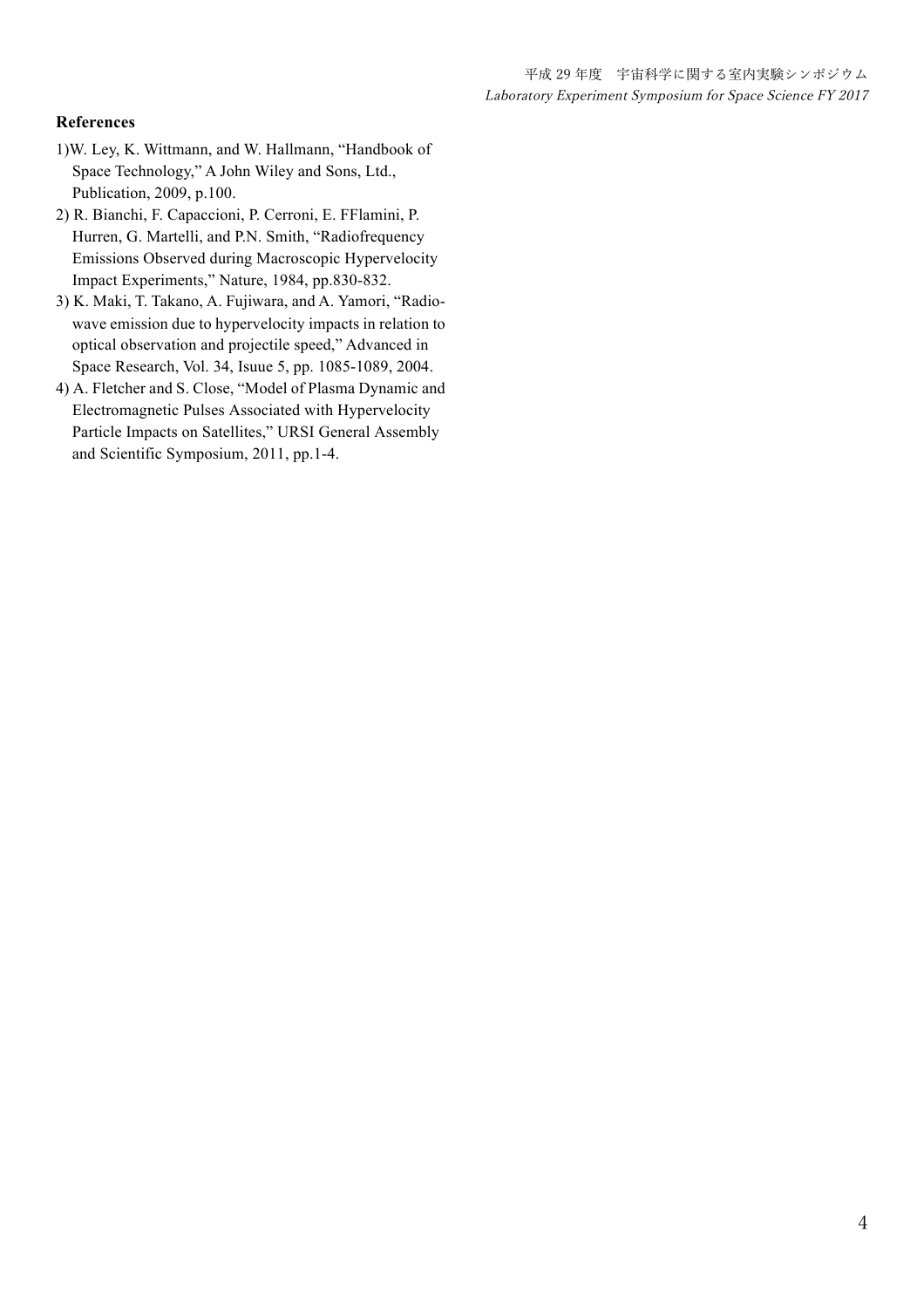### References

1)W. Ley, K. Wittmann, and W. Hallmann, "Handbook of Space Technology," A John Wiley and Sons, Ltd., Publication, 2009, p.100.

2) R. Bianchi, F. Capaccioni, P. Cerroni, E. FFlamini, P. Hurren, G. Martelli, and P.N. Smith, "Radiofrequency Emissions Observed during Macroscopic Hypervelocity Impact Experiments," Nature, 1984, pp.830-832.

3) K. Maki, T. Takano, A. Fujiwara, and A. Yamori, "Radio-wave emission due to hypervelocity impacts in relation to optical observation and projectile speed," Advanced in Space Research, Vol. 34, Isuue 5, pp. 1085-1089, 2004.

4) A. Fletcher and S. Close, "Model of Plasma Dynamic and Electromagnetic Pulses Associated with Hypervelocity Particle Impacts on Satellites," URSI General Assembly and Scientific Symposium, 2011, pp.1-4.